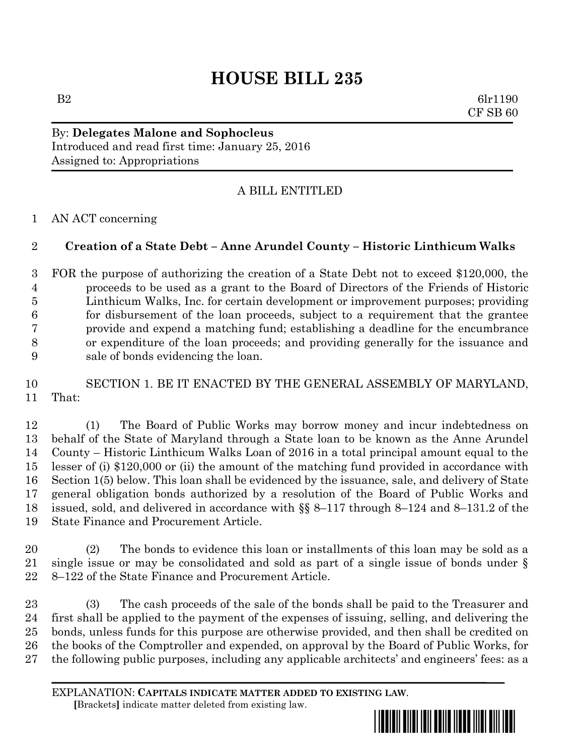# HOUSE BILL 235

B2 6lr1190
CF SB 60

By: **Delegates Malone and Sophocleus**
Introduced and read first time: January 25, 2016
Assigned to: Appropriations

A BILL ENTITLED

AN ACT concerning

**Creation of a State Debt – Anne Arundel County – Historic Linthicum Walks**

FOR the purpose of authorizing the creation of a State Debt not to exceed $120,000, the proceeds to be used as a grant to the Board of Directors of the Friends of Historic Linthicum Walks, Inc. for certain development or improvement purposes; providing for disbursement of the loan proceeds, subject to a requirement that the grantee provide and expend a matching fund; establishing a deadline for the encumbrance or expenditure of the loan proceeds; and providing generally for the issuance and sale of bonds evidencing the loan.

SECTION 1. BE IT ENACTED BY THE GENERAL ASSEMBLY OF MARYLAND, That:

(1) The Board of Public Works may borrow money and incur indebtedness on behalf of the State of Maryland through a State loan to be known as the Anne Arundel County – Historic Linthicum Walks Loan of 2016 in a total principal amount equal to the lesser of (i) $120,000 or (ii) the amount of the matching fund provided in accordance with Section 1(5) below. This loan shall be evidenced by the issuance, sale, and delivery of State general obligation bonds authorized by a resolution of the Board of Public Works and issued, sold, and delivered in accordance with §§ 8–117 through 8–124 and 8–131.2 of the State Finance and Procurement Article.

(2) The bonds to evidence this loan or installments of this loan may be sold as a single issue or may be consolidated and sold as part of a single issue of bonds under § 8–122 of the State Finance and Procurement Article.

(3) The cash proceeds of the sale of the bonds shall be paid to the Treasurer and first shall be applied to the payment of the expenses of issuing, selling, and delivering the bonds, unless funds for this purpose are otherwise provided, and then shall be credited on the books of the Comptroller and expended, on approval by the Board of Public Works, for the following public purposes, including any applicable architects' and engineers' fees: as a

EXPLANATION: **CAPITALS INDICATE MATTER ADDED TO EXISTING LAW**.
[Brackets] indicate matter deleted from existing law.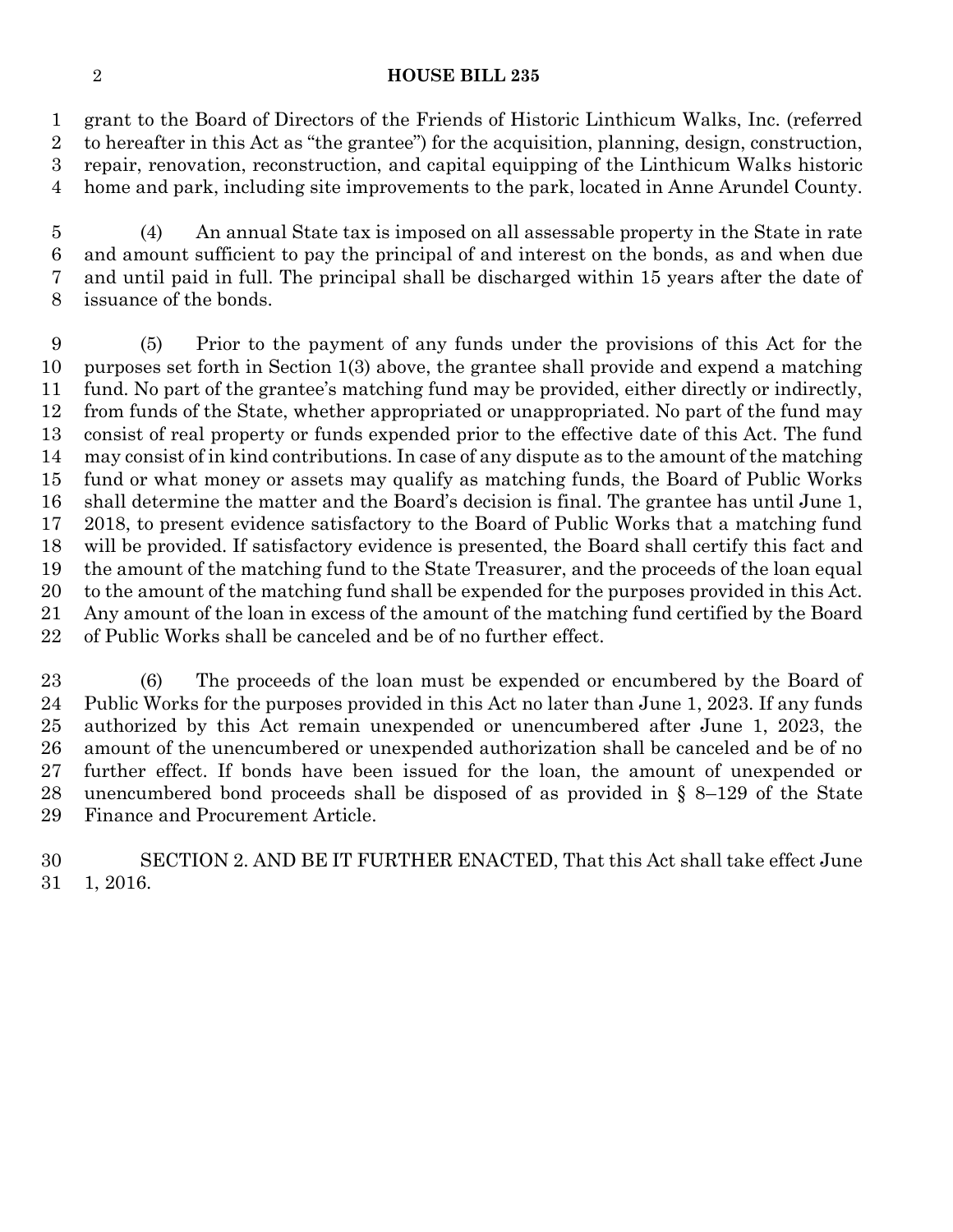grant to the Board of Directors of the Friends of Historic Linthicum Walks, Inc. (referred to hereafter in this Act as "the grantee") for the acquisition, planning, design, construction, repair, renovation, reconstruction, and capital equipping of the Linthicum Walks historic home and park, including site improvements to the park, located in Anne Arundel County.

(4) An annual State tax is imposed on all assessable property in the State in rate and amount sufficient to pay the principal of and interest on the bonds, as and when due and until paid in full. The principal shall be discharged within 15 years after the date of issuance of the bonds.

(5) Prior to the payment of any funds under the provisions of this Act for the purposes set forth in Section 1(3) above, the grantee shall provide and expend a matching fund. No part of the grantee's matching fund may be provided, either directly or indirectly, from funds of the State, whether appropriated or unappropriated. No part of the fund may consist of real property or funds expended prior to the effective date of this Act. The fund may consist of in kind contributions. In case of any dispute as to the amount of the matching fund or what money or assets may qualify as matching funds, the Board of Public Works shall determine the matter and the Board's decision is final. The grantee has until June 1, 2018, to present evidence satisfactory to the Board of Public Works that a matching fund will be provided. If satisfactory evidence is presented, the Board shall certify this fact and the amount of the matching fund to the State Treasurer, and the proceeds of the loan equal to the amount of the matching fund shall be expended for the purposes provided in this Act. Any amount of the loan in excess of the amount of the matching fund certified by the Board of Public Works shall be canceled and be of no further effect.

(6) The proceeds of the loan must be expended or encumbered by the Board of Public Works for the purposes provided in this Act no later than June 1, 2023. If any funds authorized by this Act remain unexpended or unencumbered after June 1, 2023, the amount of the unencumbered or unexpended authorization shall be canceled and be of no further effect. If bonds have been issued for the loan, the amount of unexpended or unencumbered bond proceeds shall be disposed of as provided in § 8–129 of the State Finance and Procurement Article.

SECTION 2. AND BE IT FURTHER ENACTED, That this Act shall take effect June 1, 2016.